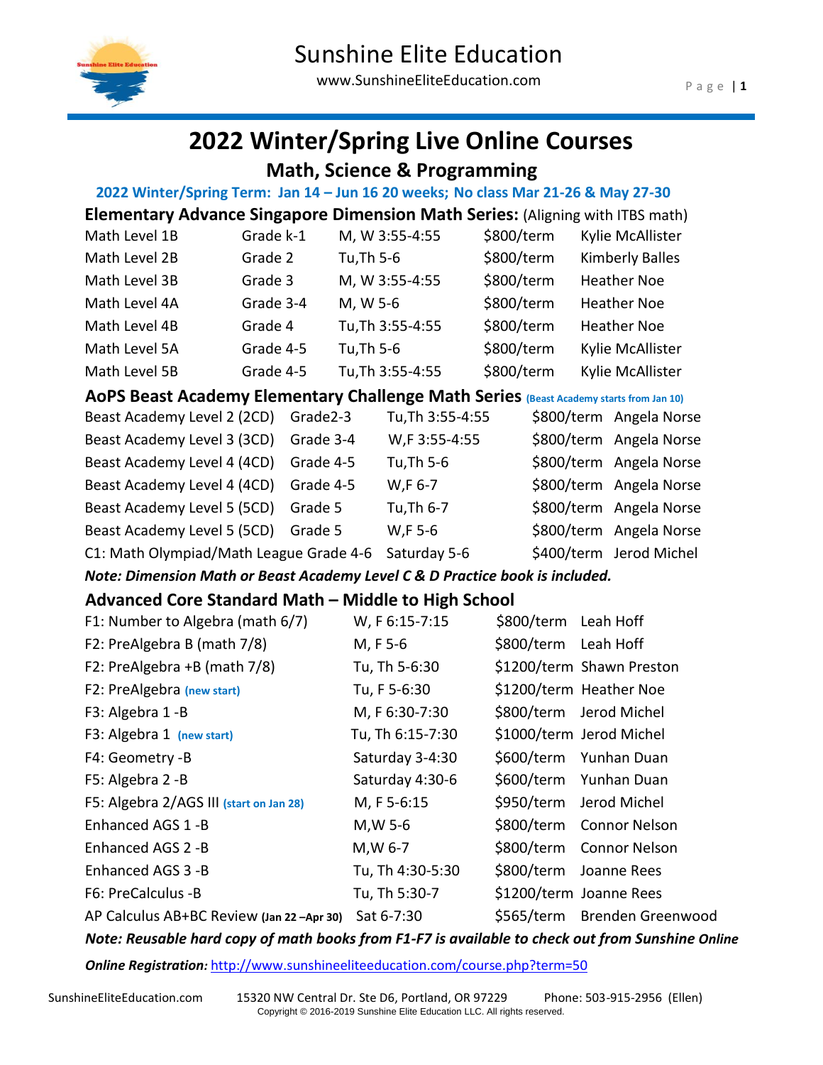# Sunshine Elite Education

www.SunshineEliteEducation.com

## 2022 Winter/Spring Live Online Courses

### Math, Science & Programming

**2022 Winter/Spring Term: Jan 14 – Jun 16 20 weeks; No class Mar 21-26 & May 27-30**

### Elementary Advance Singapore Dimension Math Series: (Aligning with ITBS math)

| Course | Grade | Schedule | Price | Instructor |
|---|---|---|---|---|
| Math Level 1B | Grade k-1 | M, W 3:55-4:55 | $800/term | Kylie McAllister |
| Math Level 2B | Grade 2 | Tu,Th 5-6 | $800/term | Kimberly Balles |
| Math Level 3B | Grade 3 | M, W 3:55-4:55 | $800/term | Heather Noe |
| Math Level 4A | Grade 3-4 | M, W 5-6 | $800/term | Heather Noe |
| Math Level 4B | Grade 4 | Tu,Th 3:55-4:55 | $800/term | Heather Noe |
| Math Level 5A | Grade 4-5 | Tu,Th 5-6 | $800/term | Kylie McAllister |
| Math Level 5B | Grade 4-5 | Tu,Th 3:55-4:55 | $800/term | Kylie McAllister |

### AoPS Beast Academy Elementary Challenge Math Series (Beast Academy starts from Jan 10)

| Course | Grade | Schedule | Price | Instructor |
|---|---|---|---|---|
| Beast Academy Level 2 (2CD) | Grade2-3 | Tu,Th 3:55-4:55 | $800/term | Angela Norse |
| Beast Academy Level 3 (3CD) | Grade 3-4 | W,F 3:55-4:55 | $800/term | Angela Norse |
| Beast Academy Level 4 (4CD) | Grade 4-5 | Tu,Th 5-6 | $800/term | Angela Norse |
| Beast Academy Level 4 (4CD) | Grade 4-5 | W,F 6-7 | $800/term | Angela Norse |
| Beast Academy Level 5 (5CD) | Grade 5 | Tu,Th 6-7 | $800/term | Angela Norse |
| Beast Academy Level 5 (5CD) | Grade 5 | W,F 5-6 | $800/term | Angela Norse |
| C1: Math Olympiad/Math League | Grade 4-6 | Saturday 5-6 | $400/term | Jerod Michel |

***Note: Dimension Math or Beast Academy Level C & D Practice book is included.***

### Advanced Core Standard Math – Middle to High School

| Course | Schedule | Price | Instructor |
|---|---|---|---|
| F1: Number to Algebra (math 6/7) | W, F 6:15-7:15 | $800/term | Leah Hoff |
| F2: PreAlgebra B (math 7/8) | M, F 5-6 | $800/term | Leah Hoff |
| F2: PreAlgebra +B (math 7/8) | Tu, Th 5-6:30 | $1200/term | Shawn Preston |
| F2: PreAlgebra (new start) | Tu, F 5-6:30 | $1200/term | Heather Noe |
| F3: Algebra 1 -B | M, F 6:30-7:30 | $800/term | Jerod Michel |
| F3: Algebra 1 (new start) | Tu, Th 6:15-7:30 | $1000/term | Jerod Michel |
| F4: Geometry -B | Saturday 3-4:30 | $600/term | Yunhan Duan |
| F5: Algebra 2 -B | Saturday 4:30-6 | $600/term | Yunhan Duan |
| F5: Algebra 2/AGS III (start on Jan 28) | M, F 5-6:15 | $950/term | Jerod Michel |
| Enhanced AGS 1 -B | M,W 5-6 | $800/term | Connor Nelson |
| Enhanced AGS 2 -B | M,W 6-7 | $800/term | Connor Nelson |
| Enhanced AGS 3 -B | Tu, Th 4:30-5:30 | $800/term | Joanne Rees |
| F6: PreCalculus -B | Tu, Th 5:30-7 | $1200/term | Joanne Rees |
| AP Calculus AB+BC Review (Jan 22 –Apr 30) | Sat 6-7:30 | $565/term | Brenden Greenwood |

***Note: Reusable hard copy of math books from F1-F7 is available to check out from Sunshine Online***

***Online Registration:*** http://www.sunshineeliteeducation.com/course.php?term=50

SunshineEliteEducation.com 15320 NW Central Dr. Ste D6, Portland, OR 97229 Phone: 503-915-2956 (Ellen)

Copyright © 2016-2019 Sunshine Elite Education LLC. All rights reserved.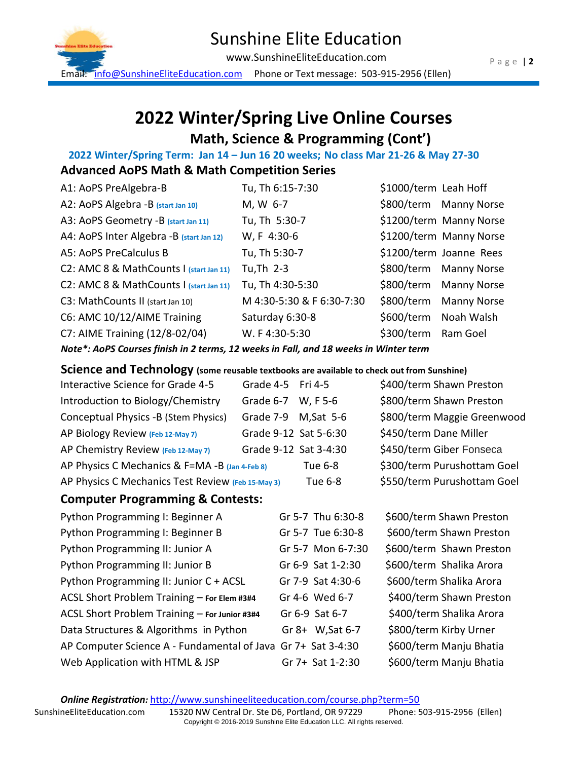# 2022 Winter/Spring Live Online Courses

## Math, Science & Programming (Cont')

**2022 Winter/Spring Term: Jan 14 – Jun 16 20 weeks; No class Mar 21-26 & May 27-30**

### Advanced AoPS Math & Math Competition Series

| Course | Schedule | Price | Instructor |
|---|---|---|---|
| A1: AoPS PreAlgebra-B | Tu, Th 6:15-7:30 | $1000/term | Leah Hoff |
| A2: AoPS Algebra -B **(start Jan 10)** | M, W 6-7 | $800/term | Manny Norse |
| A3: AoPS Geometry -B **(start Jan 11)** | Tu, Th 5:30-7 | $1200/term | Manny Norse |
| A4: AoPS Inter Algebra -B **(start Jan 12)** | W, F 4:30-6 | $1200/term | Manny Norse |
| A5: AoPS PreCalculus B | Tu, Th 5:30-7 | $1200/term | Joanne Rees |
| C2: AMC 8 & MathCounts I **(start Jan 11)** | Tu,Th 2-3 | $800/term | Manny Norse |
| C2: AMC 8 & MathCounts I **(start Jan 11)** | Tu, Th 4:30-5:30 | $800/term | Manny Norse |
| C3: MathCounts II (start Jan 10) | M 4:30-5:30 & F 6:30-7:30 | $800/term | Manny Norse |
| C6: AMC 10/12/AIME Training | Saturday 6:30-8 | $600/term | Noah Walsh |
| C7: AIME Training (12/8-02/04) | W. F 4:30-5:30 | $300/term | Ram Goel |

***Note\*: AoPS Courses finish in 2 terms, 12 weeks in Fall, and 18 weeks in Winter term***

### Science and Technology (some reusable textbooks are available to check out from Sunshine)

| Course | Grade | Schedule | Price | Instructor |
|---|---|---|---|---|
| Interactive Science for Grade 4-5 | Grade 4-5 | Fri 4-5 | $400/term | Shawn Preston |
| Introduction to Biology/Chemistry | Grade 6-7 | W, F 5-6 | $800/term | Shawn Preston |
| Conceptual Physics -B (Stem Physics) | Grade 7-9 | M,Sat 5-6 | $800/term | Maggie Greenwood |
| AP Biology Review **(Feb 12-May 7)** | Grade 9-12 | Sat 5-6:30 | $450/term | Dane Miller |
| AP Chemistry Review **(Feb 12-May 7)** | Grade 9-12 | Sat 3-4:30 | $450/term | Giber Fonseca |
| AP Physics C Mechanics & F=MA -B **(Jan 4-Feb 8)** | | Tue 6-8 | $300/term | Purushottam Goel |
| AP Physics C Mechanics Test Review **(Feb 15-May 3)** | | Tue 6-8 | $550/term | Purushottam Goel |

### Computer Programming & Contests:

| Course | Grade | Schedule | Price | Instructor |
|---|---|---|---|---|
| Python Programming I: Beginner A | Gr 5-7 | Thu 6:30-8 | $600/term | Shawn Preston |
| Python Programming I: Beginner B | Gr 5-7 | Tue 6:30-8 | $600/term | Shawn Preston |
| Python Programming II: Junior A | Gr 5-7 | Mon 6-7:30 | $600/term | Shawn Preston |
| Python Programming II: Junior B | Gr 6-9 | Sat 1-2:30 | $600/term | Shalika Arora |
| Python Programming II: Junior C + ACSL | Gr 7-9 | Sat 4:30-6 | $600/term | Shalika Arora |
| ACSL Short Problem Training – **For Elem #3#4** | Gr 4-6 | Wed 6-7 | $400/term | Shawn Preston |
| ACSL Short Problem Training – **For Junior #3#4** | Gr 6-9 | Sat 6-7 | $400/term | Shalika Arora |
| Data Structures & Algorithms in Python | Gr 8+ | W,Sat 6-7 | $800/term | Kirby Urner |
| AP Computer Science A - Fundamental of Java | Gr 7+ | Sat 3-4:30 | $600/term | Manju Bhatia |
| Web Application with HTML & JSP | Gr 7+ | Sat 1-2:30 | $600/term | Manju Bhatia |

***Online Registration:*** http://www.sunshineeliteeducation.com/course.php?term=50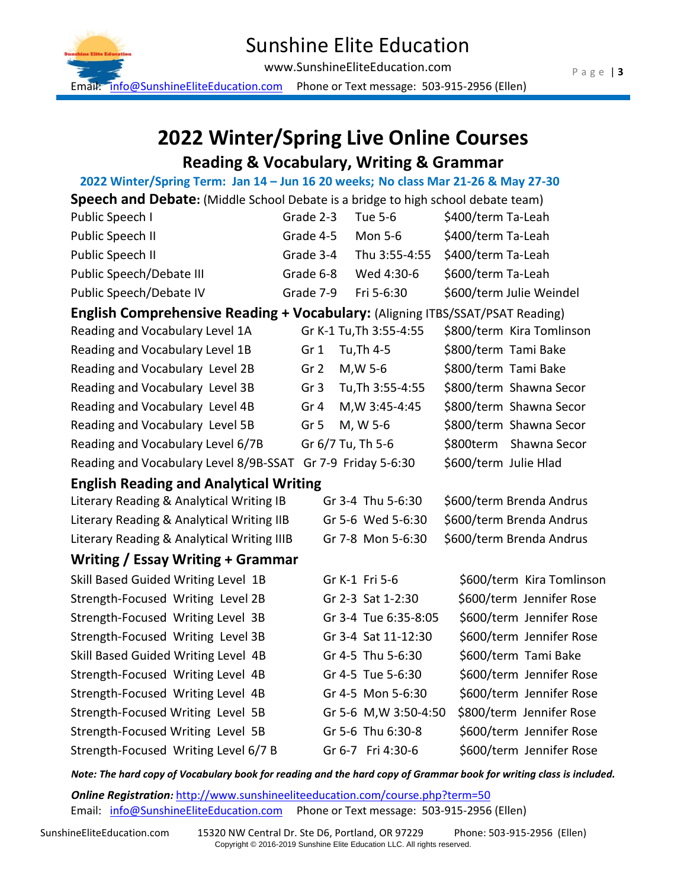# Sunshine Elite Education

www.SunshineEliteEducation.com

Email: info@SunshineEliteEducation.com   Phone or Text message: 503-915-2956 (Ellen)

# 2022 Winter/Spring Live Online Courses

## Reading & Vocabulary, Writing & Grammar

**2022 Winter/Spring Term: Jan 14 – Jun 16 20 weeks; No class Mar 21-26 & May 27-30**

### Speech and Debate: (Middle School Debate is a bridge to high school debate team)

| Course | Grade | Time | Price/Teacher |
|---|---|---|---|
| Public Speech I | Grade 2-3 | Tue 5-6 | $400/term Ta-Leah |
| Public Speech II | Grade 4-5 | Mon 5-6 | $400/term Ta-Leah |
| Public Speech II | Grade 3-4 | Thu 3:55-4:55 | $400/term Ta-Leah |
| Public Speech/Debate III | Grade 6-8 | Wed 4:30-6 | $600/term Ta-Leah |
| Public Speech/Debate IV | Grade 7-9 | Fri 5-6:30 | $600/term Julie Weindel |

### English Comprehensive Reading + Vocabulary: (Aligning ITBS/SSAT/PSAT Reading)

| Course | Grade | Time | Price/Teacher |
|---|---|---|---|
| Reading and Vocabulary Level 1A | Gr K-1 | Tu,Th 3:55-4:55 | $800/term Kira Tomlinson |
| Reading and Vocabulary Level 1B | Gr 1 | Tu,Th 4-5 | $800/term Tami Bake |
| Reading and Vocabulary Level 2B | Gr 2 | M,W 5-6 | $800/term Tami Bake |
| Reading and Vocabulary Level 3B | Gr 3 | Tu,Th 3:55-4:55 | $800/term Shawna Secor |
| Reading and Vocabulary Level 4B | Gr 4 | M,W 3:45-4:45 | $800/term Shawna Secor |
| Reading and Vocabulary Level 5B | Gr 5 | M, W 5-6 | $800/term Shawna Secor |
| Reading and Vocabulary Level 6/7B | Gr 6/7 | Tu, Th 5-6 | $800term Shawna Secor |
| Reading and Vocabulary Level 8/9B-SSAT | Gr 7-9 | Friday 5-6:30 | $600/term Julie Hlad |

### English Reading and Analytical Writing

| Course | Grade | Time | Price/Teacher |
|---|---|---|---|
| Literary Reading & Analytical Writing IB | Gr 3-4 | Thu 5-6:30 | $600/term Brenda Andrus |
| Literary Reading & Analytical Writing IIB | Gr 5-6 | Wed 5-6:30 | $600/term Brenda Andrus |
| Literary Reading & Analytical Writing IIIB | Gr 7-8 | Mon 5-6:30 | $600/term Brenda Andrus |

### Writing / Essay Writing + Grammar

| Course | Grade | Time | Price/Teacher |
|---|---|---|---|
| Skill Based Guided Writing Level 1B | Gr K-1 | Fri 5-6 | $600/term Kira Tomlinson |
| Strength-Focused Writing Level 2B | Gr 2-3 | Sat 1-2:30 | $600/term Jennifer Rose |
| Strength-Focused Writing Level 3B | Gr 3-4 | Tue 6:35-8:05 | $600/term Jennifer Rose |
| Strength-Focused Writing Level 3B | Gr 3-4 | Sat 11-12:30 | $600/term Jennifer Rose |
| Skill Based Guided Writing Level 4B | Gr 4-5 | Thu 5-6:30 | $600/term Tami Bake |
| Strength-Focused Writing Level 4B | Gr 4-5 | Tue 5-6:30 | $600/term Jennifer Rose |
| Strength-Focused Writing Level 4B | Gr 4-5 | Mon 5-6:30 | $600/term Jennifer Rose |
| Strength-Focused Writing Level 5B | Gr 5-6 | M,W 3:50-4:50 | $800/term Jennifer Rose |
| Strength-Focused Writing Level 5B | Gr 5-6 | Thu 6:30-8 | $600/term Jennifer Rose |
| Strength-Focused Writing Level 6/7 B | Gr 6-7 | Fri 4:30-6 | $600/term Jennifer Rose |

***Note: The hard copy of Vocabulary book for reading and the hard copy of Grammar book for writing class is included.***

***Online Registration:*** http://www.sunshineeliteeducation.com/course.php?term=50

Email: info@SunshineEliteEducation.com   Phone or Text message: 503-915-2956 (Ellen)

SunshineEliteEducation.com   15320 NW Central Dr. Ste D6, Portland, OR 97229   Phone: 503-915-2956 (Ellen)

Copyright © 2016-2019 Sunshine Elite Education LLC. All rights reserved.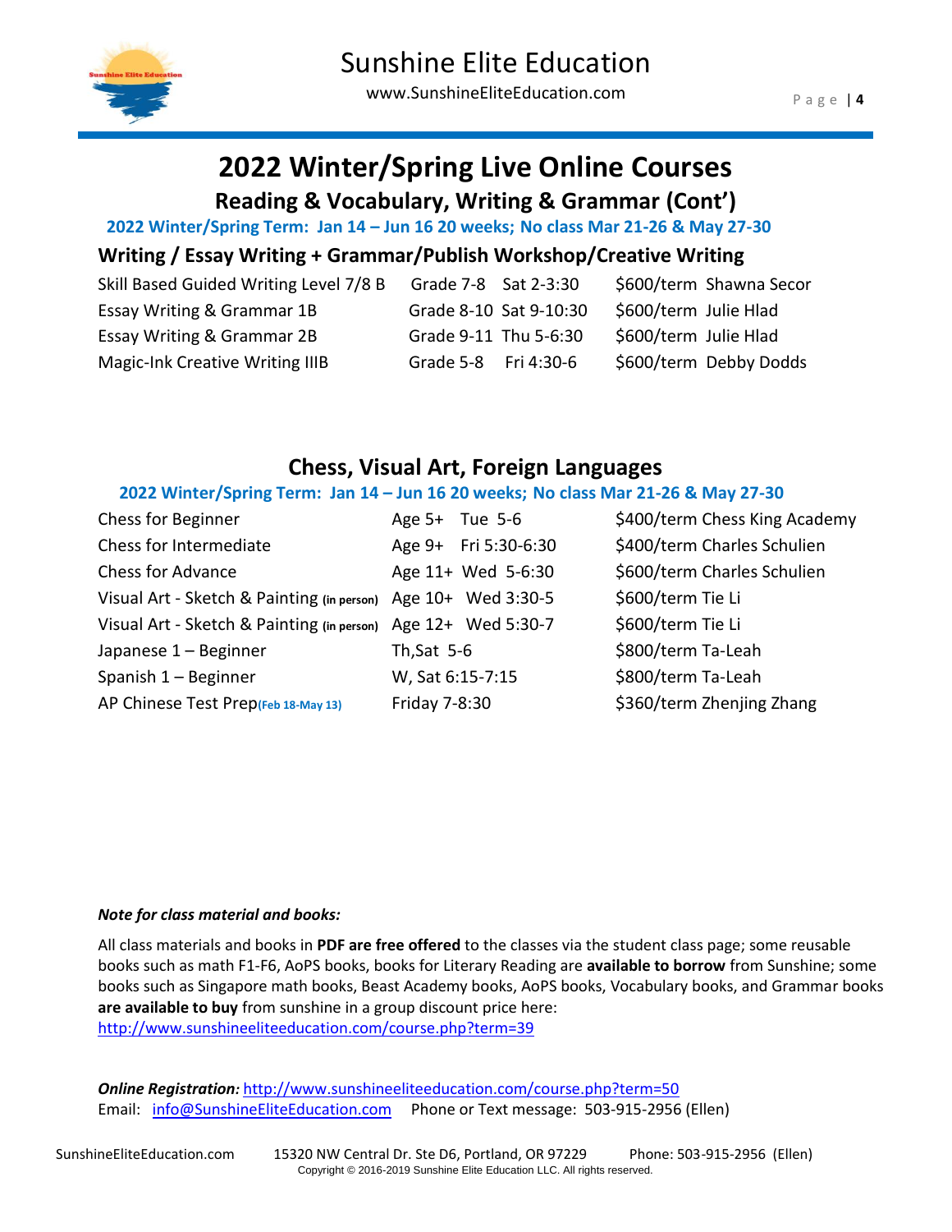# 2022 Winter/Spring Live Online Courses

## Reading & Vocabulary, Writing & Grammar (Cont')

**2022 Winter/Spring Term: Jan 14 – Jun 16 20 weeks; No class Mar 21-26 & May 27-30**

### Writing / Essay Writing + Grammar/Publish Workshop/Creative Writing

| Course | Grade | Time | Price | Teacher |
|---|---|---|---|---|
| Skill Based Guided Writing Level 7/8 B | Grade 7-8 | Sat 2-3:30 | $600/term | Shawna Secor |
| Essay Writing & Grammar 1B | Grade 8-10 | Sat 9-10:30 | $600/term | Julie Hlad |
| Essay Writing & Grammar 2B | Grade 9-11 | Thu 5-6:30 | $600/term | Julie Hlad |
| Magic-Ink Creative Writing IIIB | Grade 5-8 | Fri 4:30-6 | $600/term | Debby Dodds |

## Chess, Visual Art, Foreign Languages

**2022 Winter/Spring Term: Jan 14 – Jun 16 20 weeks; No class Mar 21-26 & May 27-30**

| Course | Age | Time | Price | Teacher |
|---|---|---|---|---|
| Chess for Beginner | Age 5+ | Tue 5-6 | $400/term | Chess King Academy |
| Chess for Intermediate | Age 9+ | Fri 5:30-6:30 | $400/term | Charles Schulien |
| Chess for Advance | Age 11+ | Wed 5-6:30 | $600/term | Charles Schulien |
| Visual Art - Sketch & Painting **(in person)** | Age 10+ | Wed 3:30-5 | $600/term | Tie Li |
| Visual Art - Sketch & Painting **(in person)** | Age 12+ | Wed 5:30-7 | $600/term | Tie Li |
| Japanese 1 – Beginner | | Th,Sat 5-6 | $800/term | Ta-Leah |
| Spanish 1 – Beginner | | W, Sat 6:15-7:15 | $800/term | Ta-Leah |
| AP Chinese Test Prep **(Feb 18-May 13)** | | Friday 7-8:30 | $360/term | Zhenjing Zhang |

***Note for class material and books:***

All class materials and books in **PDF are free offered** to the classes via the student class page; some reusable books such as math F1-F6, AoPS books, books for Literary Reading are **available to borrow** from Sunshine; some books such as Singapore math books, Beast Academy books, AoPS books, Vocabulary books, and Grammar books **are available to buy** from sunshine in a group discount price here: http://www.sunshineeliteeducation.com/course.php?term=39

***Online Registration:*** http://www.sunshineeliteeducation.com/course.php?term=50
Email: info@SunshineEliteEducation.com    Phone or Text message: 503-915-2956 (Ellen)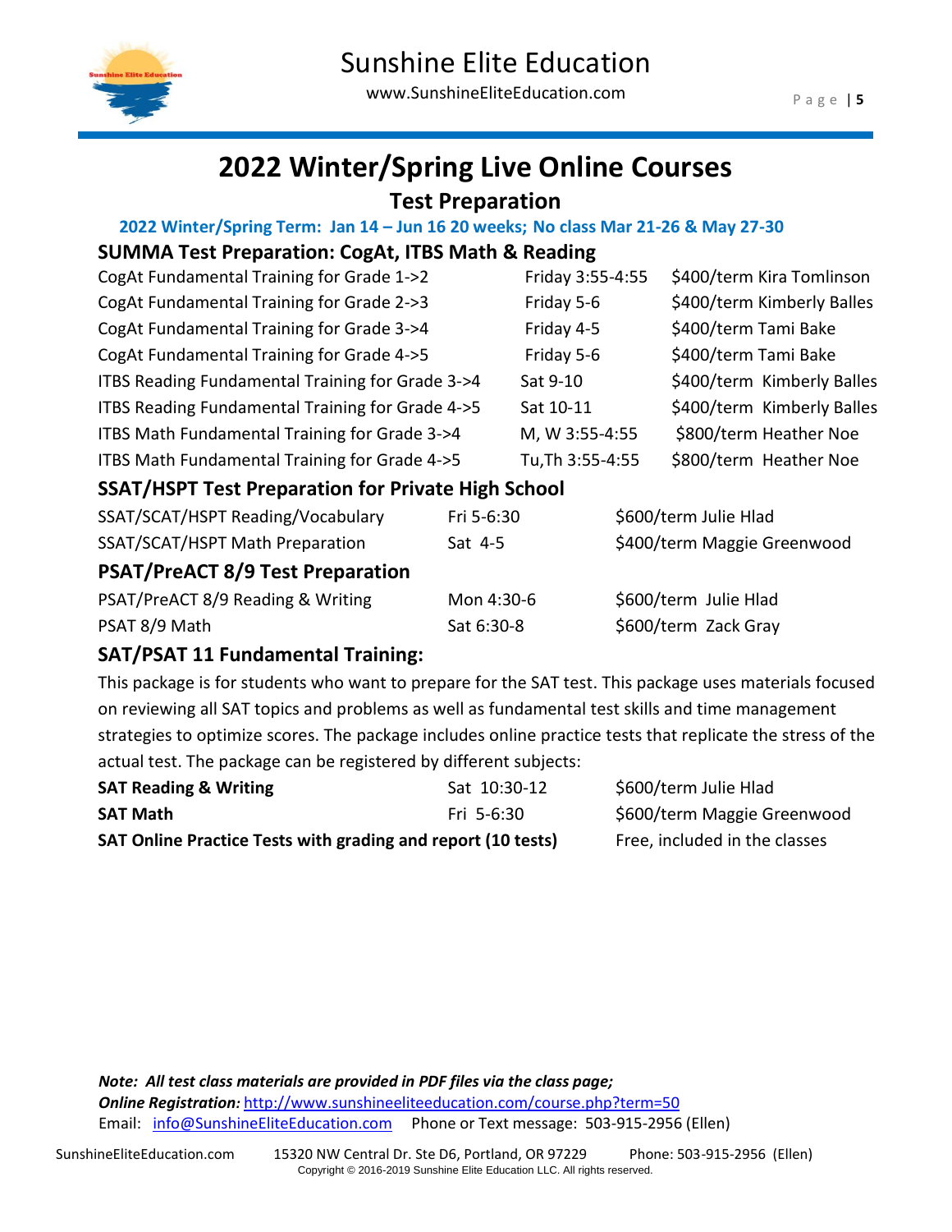# 2022 Winter/Spring Live Online Courses

## Test Preparation

**2022 Winter/Spring Term: Jan 14 – Jun 16 20 weeks; No class Mar 21-26 & May 27-30**

### SUMMA Test Preparation: CogAt, ITBS Math & Reading

| | | | |
|---|---|---|---|
| CogAt Fundamental Training for Grade 1->2 | Friday 3:55-4:55 | $400/term | Kira Tomlinson |
| CogAt Fundamental Training for Grade 2->3 | Friday 5-6 | $400/term | Kimberly Balles |
| CogAt Fundamental Training for Grade 3->4 | Friday 4-5 | $400/term | Tami Bake |
| CogAt Fundamental Training for Grade 4->5 | Friday 5-6 | $400/term | Tami Bake |
| ITBS Reading Fundamental Training for Grade 3->4 | Sat 9-10 | $400/term | Kimberly Balles |
| ITBS Reading Fundamental Training for Grade 4->5 | Sat 10-11 | $400/term | Kimberly Balles |
| ITBS Math Fundamental Training for Grade 3->4 | M, W 3:55-4:55 | $800/term | Heather Noe |
| ITBS Math Fundamental Training for Grade 4->5 | Tu,Th 3:55-4:55 | $800/term | Heather Noe |

### SSAT/HSPT Test Preparation for Private High School

| | | | |
|---|---|---|---|
| SSAT/SCAT/HSPT Reading/Vocabulary | Fri 5-6:30 | $600/term | Julie Hlad |
| SSAT/SCAT/HSPT Math Preparation | Sat 4-5 | $400/term | Maggie Greenwood |

### PSAT/PreACT 8/9 Test Preparation

| | | | |
|---|---|---|---|
| PSAT/PreACT 8/9 Reading & Writing | Mon 4:30-6 | $600/term | Julie Hlad |
| PSAT 8/9 Math | Sat 6:30-8 | $600/term | Zack Gray |

### SAT/PSAT 11 Fundamental Training:

This package is for students who want to prepare for the SAT test. This package uses materials focused on reviewing all SAT topics and problems as well as fundamental test skills and time management strategies to optimize scores. The package includes online practice tests that replicate the stress of the actual test. The package can be registered by different subjects:

| | | |
|---|---|---|
| **SAT Reading & Writing** | Sat 10:30-12 | $600/term Julie Hlad |
| **SAT Math** | Fri 5-6:30 | $600/term Maggie Greenwood |
| **SAT Online Practice Tests with grading and report (10 tests)** | | Free, included in the classes |

***Note: All test class materials are provided in PDF files via the class page;***
***Online Registration:*** http://www.sunshineeliteeducation.com/course.php?term=50
Email: info@SunshineEliteEducation.com Phone or Text message: 503-915-2956 (Ellen)